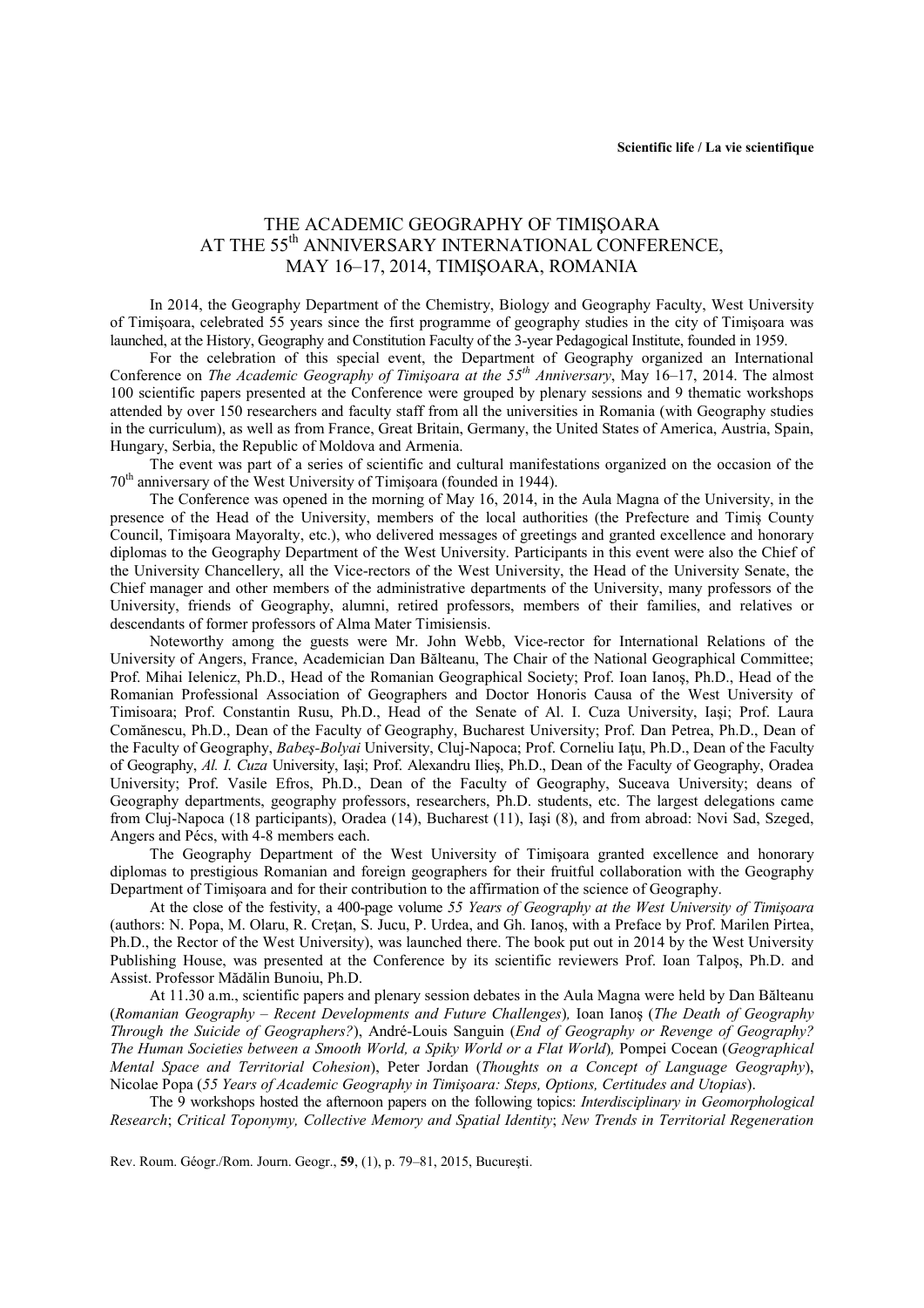Scientific life / La vie scientifique

# THE ACADEMIC GEOGRAPHY OF TIMIŞOARA AT THE 55th ANNIVERSARY INTERNATIONAL CONFERENCE, MAY 16–17, 2014, TIMIŞOARA, ROMANIA

In 2014, the Geography Department of the Chemistry, Biology and Geography Faculty, West University of Timişoara, celebrated 55 years since the first programme of geography studies in the city of Timişoara was launched, at the History, Geography and Constitution Faculty of the 3-year Pedagogical Institute, founded in 1959.

For the celebration of this special event, the Department of Geography organized an International Conference on *The Academic Geography of Timişoara at the 55th Anniversary*, May 16–17, 2014. The almost 100 scientific papers presented at the Conference were grouped by plenary sessions and 9 thematic workshops attended by over 150 researchers and faculty staff from all the universities in Romania (with Geography studies in the curriculum), as well as from France, Great Britain, Germany, the United States of America, Austria, Spain, Hungary, Serbia, the Republic of Moldova and Armenia.

The event was part of a series of scientific and cultural manifestations organized on the occasion of the 70th anniversary of the West University of Timişoara (founded in 1944).

The Conference was opened in the morning of May 16, 2014, in the Aula Magna of the University, in the presence of the Head of the University, members of the local authorities (the Prefecture and Timiş County Council, Timişoara Mayoralty, etc.), who delivered messages of greetings and granted excellence and honorary diplomas to the Geography Department of the West University. Participants in this event were also the Chief of the University Chancellery, all the Vice-rectors of the West University, the Head of the University Senate, the Chief manager and other members of the administrative departments of the University, many professors of the University, friends of Geography, alumni, retired professors, members of their families, and relatives or descendants of former professors of Alma Mater Timisiensis.

Noteworthy among the guests were Mr. John Webb, Vice-rector for International Relations of the University of Angers, France, Academician Dan Bălteanu, The Chair of the National Geographical Committee; Prof. Mihai Ielenicz, Ph.D., Head of the Romanian Geographical Society; Prof. Ioan Ianoş, Ph.D., Head of the Romanian Professional Association of Geographers and Doctor Honoris Causa of the West University of Timisoara; Prof. Constantin Rusu, Ph.D., Head of the Senate of Al. I. Cuza University, Iaşi; Prof. Laura Comănescu, Ph.D., Dean of the Faculty of Geography, Bucharest University; Prof. Dan Petrea, Ph.D., Dean of the Faculty of Geography, *Babeş-Bolyai* University, Cluj-Napoca; Prof. Corneliu Iaţu, Ph.D., Dean of the Faculty of Geography, *Al. I. Cuza* University, Iaşi; Prof. Alexandru Ilieş, Ph.D., Dean of the Faculty of Geography, Oradea University; Prof. Vasile Efros, Ph.D., Dean of the Faculty of Geography, Suceava University; deans of Geography departments, geography professors, researchers, Ph.D. students, etc. The largest delegations came from Cluj-Napoca (18 participants), Oradea (14), Bucharest (11), Iaşi (8), and from abroad: Novi Sad, Szeged, Angers and Pécs, with 4-8 members each.

The Geography Department of the West University of Timişoara granted excellence and honorary diplomas to prestigious Romanian and foreign geographers for their fruitful collaboration with the Geography Department of Timişoara and for their contribution to the affirmation of the science of Geography.

At the close of the festivity, a 400-page volume *55 Years of Geography at the West University of Timişoara* (authors: N. Popa, M. Olaru, R. Creţan, S. Jucu, P. Urdea, and Gh. Ianoş, with a Preface by Prof. Marilen Pirtea, Ph.D., the Rector of the West University), was launched there. The book put out in 2014 by the West University Publishing House, was presented at the Conference by its scientific reviewers Prof. Ioan Talpoş, Ph.D. and Assist. Professor Mădălin Bunoiu, Ph.D.

At 11.30 a.m., scientific papers and plenary session debates in the Aula Magna were held by Dan Bălteanu (*Romanian Geography – Recent Developments and Future Challenges*), Ioan Ianoş (*The Death of Geography Through the Suicide of Geographers?*), André-Louis Sanguin (*End of Geography or Revenge of Geography? The Human Societies between a Smooth World, a Spiky World or a Flat World*), Pompei Cocean (*Geographical Mental Space and Territorial Cohesion*), Peter Jordan (*Thoughts on a Concept of Language Geography*), Nicolae Popa (*55 Years of Academic Geography in Timişoara: Steps, Options, Certitudes and Utopias*).

The 9 workshops hosted the afternoon papers on the following topics: *Interdisciplinary in Geomorphological Research*; *Critical Toponymy, Collective Memory and Spatial Identity*; *New Trends in Territorial Regeneration*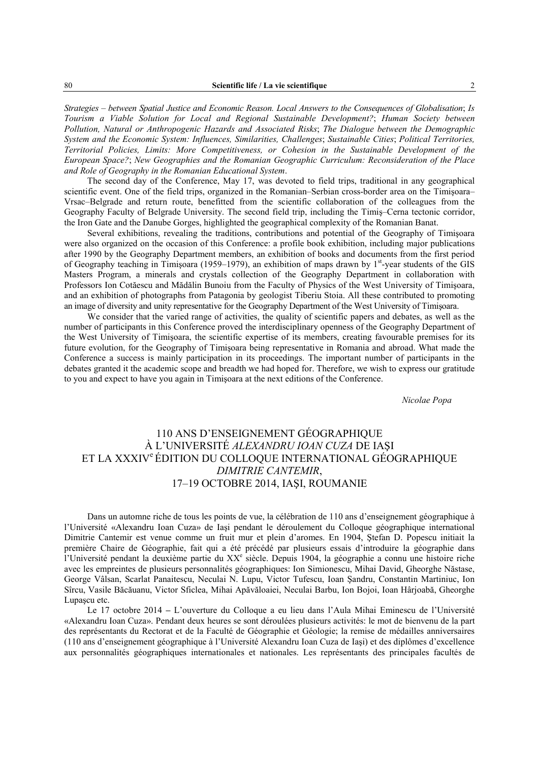*Strategies – between Spatial Justice and Economic Reason. Local Answers to the Consequences of Globalisation*; *Is Tourism a Viable Solution for Local and Regional Sustainable Development?*; *Human Society between Pollution, Natural or Anthropogenic Hazards and Associated Risks*; *The Dialogue between the Demographic System and the Economic System: Influences, Similarities, Challenges*; *Sustainable Cities*; *Political Territories, Territorial Policies, Limits: More Competitiveness, or Cohesion in the Sustainable Development of the European Space?*; *New Geographies and the Romanian Geographic Curriculum: Reconsideration of the Place and Role of Geography in the Romanian Educational System*.

The second day of the Conference, May 17, was devoted to field trips, traditional in any geographical scientific event. One of the field trips, organized in the Romanian–Serbian cross-border area on the Timişoara–Vrsac–Belgrade and return route, benefitted from the scientific collaboration of the colleagues from the Geography Faculty of Belgrade University. The second field trip, including the Timiş–Cerna tectonic corridor, the Iron Gate and the Danube Gorges, highlighted the geographical complexity of the Romanian Banat.

Several exhibitions, revealing the traditions, contributions and potential of the Geography of Timişoara were also organized on the occasion of this Conference: a profile book exhibition, including major publications after 1990 by the Geography Department members, an exhibition of books and documents from the first period of Geography teaching in Timişoara (1959–1979), an exhibition of maps drawn by 1st-year students of the GIS Masters Program, a minerals and crystals collection of the Geography Department in collaboration with Professors Ion Cotăescu and Mădălin Bunoiu from the Faculty of Physics of the West University of Timişoara, and an exhibition of photographs from Patagonia by geologist Tiberiu Stoia. All these contributed to promoting an image of diversity and unity representative for the Geography Department of the West University of Timişoara.

We consider that the varied range of activities, the quality of scientific papers and debates, as well as the number of participants in this Conference proved the interdisciplinary openness of the Geography Department of the West University of Timişoara, the scientific expertise of its members, creating favourable premises for its future evolution, for the Geography of Timişoara being representative in Romania and abroad. What made the Conference a success is mainly participation in its proceedings. The important number of participants in the debates granted it the academic scope and breadth we had hoped for. Therefore, we wish to express our gratitude to you and expect to have you again in Timişoara at the next editions of the Conference.

*Nicolae Popa*

## 110 ANS D'ENSEIGNEMENT GÉOGRAPHIQUE À L'UNIVERSITÉ *ALEXANDRU IOAN CUZA* DE IAŞI ET LA XXXIVe ÉDITION DU COLLOQUE INTERNATIONAL GÉOGRAPHIQUE *DIMITRIE CANTEMIR*, 17–19 OCTOBRE 2014, IAŞI, ROUMANIE

Dans un automne riche de tous les points de vue, la célébration de 110 ans d'enseignement géographique à l'Université «Alexandru Ioan Cuza» de Iaşi pendant le déroulement du Colloque géographique international Dimitrie Cantemir est venue comme un fruit mur et plein d'aromes. En 1904, Ştefan D. Popescu initiait la première Chaire de Géographie, fait qui a été précédé par plusieurs essais d'introduire la géographie dans l'Université pendant la deuxième partie du XXe siècle. Depuis 1904, la géographie a connu une histoire riche avec les empreintes de plusieurs personnalités géographiques: Ion Simionescu, Mihai David, Gheorghe Năstase, George Vâlsan, Scarlat Panaitescu, Neculai N. Lupu, Victor Tufescu, Ioan Şandru, Constantin Martiniuc, Ion Sîrcu, Vasile Băcăuanu, Victor Sficlea, Mihai Apăvăloaiei, Neculai Barbu, Ion Bojoi, Ioan Hârjoabă, Gheorghe Lupaşcu etc.

Le 17 octobre 2014 – L'ouverture du Colloque a eu lieu dans l'Aula Mihai Eminescu de l'Université «Alexandru Ioan Cuza». Pendant deux heures se sont déroulées plusieurs activités: le mot de bienvenu de la part des représentants du Rectorat et de la Faculté de Géographie et Géologie; la remise de médailles anniversaires (110 ans d'enseignement géographique à l'Université Alexandru Ioan Cuza de Iaşi) et des diplômes d'excellence aux personnalités géographiques internationales et nationales. Les représentants des principales facultés de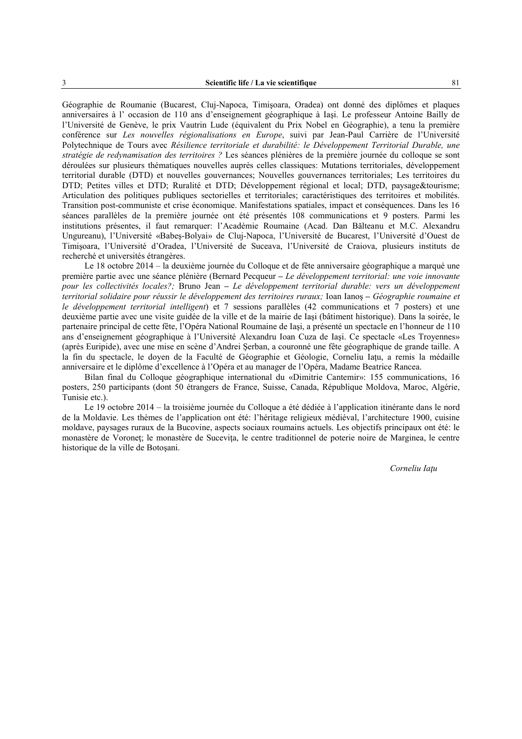Géographie de Roumanie (Bucarest, Cluj-Napoca, Timişoara, Oradea) ont donné des diplômes et plaques anniversaires à l' occasion de 110 ans d'enseignement géographique à Iaşi. Le professeur Antoine Bailly de l'Université de Genève, le prix Vautrin Lude (équivalent du Prix Nobel en Géographie), a tenu la première conférence sur *Les nouvelles régionalisations en Europe*, suivi par Jean-Paul Carrière de l'Université Polytechnique de Tours avec *Résilience territoriale et durabilité: le Développement Territorial Durable, une stratégie de redynamisation des territoires ?* Les séances plénières de la première journée du colloque se sont déroulées sur plusieurs thématiques nouvelles auprès celles classiques: Mutations territoriales, développement territorial durable (DTD) et nouvelles gouvernances; Nouvelles gouvernances territoriales; Les territoires du DTD; Petites villes et DTD; Ruralité et DTD; Développement régional et local; DTD, paysage&tourisme; Articulation des politiques publiques sectorielles et territoriales; caractéristiques des territoires et mobilités. Transition post-communiste et crise économique. Manifestations spatiales, impact et conséquences. Dans les 16 séances parallèles de la première journée ont été présentés 108 communications et 9 posters. Parmi les institutions présentes, il faut remarquer: l'Académie Roumaine (Acad. Dan Bălteanu et M.C. Alexandru Ungureanu), l'Université «Babeş-Bolyai» de Cluj-Napoca, l'Université de Bucarest, l'Université d'Ouest de Timişoara, l'Université d'Oradea, l'Université de Suceava, l'Université de Craiova, plusieurs instituts de recherché et universités étrangères.

Le 18 octobre 2014 – la deuxième journée du Colloque et de fête anniversaire géographique a marqué une première partie avec une séance plénière (Bernard Pecqueur – *Le développement territorial: une voie innovante pour les collectivités locales?;* Bruno Jean – *Le développement territorial durable: vers un développement territorial solidaire pour réussir le développement des territoires ruraux;* Ioan Ianoş – *Géographie roumaine et le développement territorial intelligent*) et 7 sessions parallèles (42 communications et 7 posters) et une deuxième partie avec une visite guidée de la ville et de la mairie de Iaşi (bâtiment historique). Dans la soirée, le partenaire principal de cette fête, l'Opéra National Roumaine de Iaşi, a présenté un spectacle en l'honneur de 110 ans d'enseignement géographique à l'Université Alexandru Ioan Cuza de Iaşi. Ce spectacle «Les Troyennes» (après Euripide), avec une mise en scène d'Andrei Şerban, a couronné une fête géographique de grande taille. A la fin du spectacle, le doyen de la Faculté de Géographie et Géologie, Corneliu Iaţu, a remis la médaille anniversaire et le diplôme d'excellence à l'Opéra et au manager de l'Opéra, Madame Beatrice Rancea.

Bilan final du Colloque géographique international du «Dimitrie Cantemir»: 155 communications, 16 posters, 250 participants (dont 50 étrangers de France, Suisse, Canada, République Moldova, Maroc, Algérie, Tunisie etc.).

Le 19 octobre 2014 – la troisième journée du Colloque a été dédiée à l'application itinérante dans le nord de la Moldavie. Les thèmes de l'application ont été: l'héritage religieux médiéval, l'architecture 1900, cuisine moldave, paysages ruraux de la Bucovine, aspects sociaux roumains actuels. Les objectifs principaux ont été: le monastère de Voroneţ; le monastère de Suceviţa, le centre traditionnel de poterie noire de Marginea, le centre historique de la ville de Botoşani.

*Corneliu Iaţu*